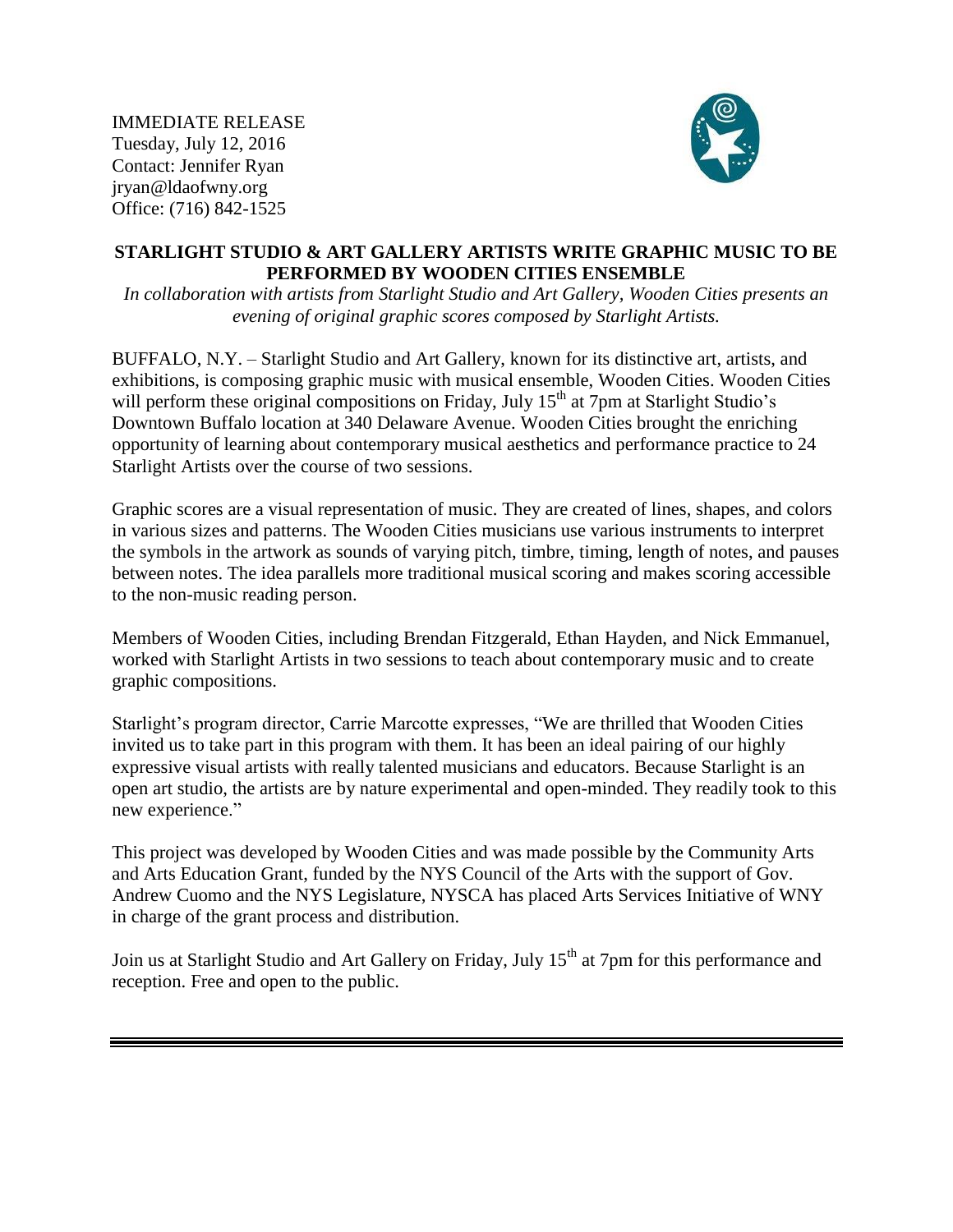IMMEDIATE RELEASE
Tuesday, July 12, 2016
Contact: Jennifer Ryan
jryan@ldaofwny.org
Office: (716) 842-1525

**STARLIGHT STUDIO & ART GALLERY ARTISTS WRITE GRAPHIC MUSIC TO BE PERFORMED BY WOODEN CITIES ENSEMBLE**

*In collaboration with artists from Starlight Studio and Art Gallery, Wooden Cities presents an evening of original graphic scores composed by Starlight Artists.*

BUFFALO, N.Y. – Starlight Studio and Art Gallery, known for its distinctive art, artists, and exhibitions, is composing graphic music with musical ensemble, Wooden Cities. Wooden Cities will perform these original compositions on Friday, July 15th at 7pm at Starlight Studio's Downtown Buffalo location at 340 Delaware Avenue. Wooden Cities brought the enriching opportunity of learning about contemporary musical aesthetics and performance practice to 24 Starlight Artists over the course of two sessions.

Graphic scores are a visual representation of music. They are created of lines, shapes, and colors in various sizes and patterns. The Wooden Cities musicians use various instruments to interpret the symbols in the artwork as sounds of varying pitch, timbre, timing, length of notes, and pauses between notes. The idea parallels more traditional musical scoring and makes scoring accessible to the non-music reading person.

Members of Wooden Cities, including Brendan Fitzgerald, Ethan Hayden, and Nick Emmanuel, worked with Starlight Artists in two sessions to teach about contemporary music and to create graphic compositions.

Starlight's program director, Carrie Marcotte expresses, "We are thrilled that Wooden Cities invited us to take part in this program with them. It has been an ideal pairing of our highly expressive visual artists with really talented musicians and educators. Because Starlight is an open art studio, the artists are by nature experimental and open-minded. They readily took to this new experience."

This project was developed by Wooden Cities and was made possible by the Community Arts and Arts Education Grant, funded by the NYS Council of the Arts with the support of Gov. Andrew Cuomo and the NYS Legislature, NYSCA has placed Arts Services Initiative of WNY in charge of the grant process and distribution.

Join us at Starlight Studio and Art Gallery on Friday, July 15th at 7pm for this performance and reception. Free and open to the public.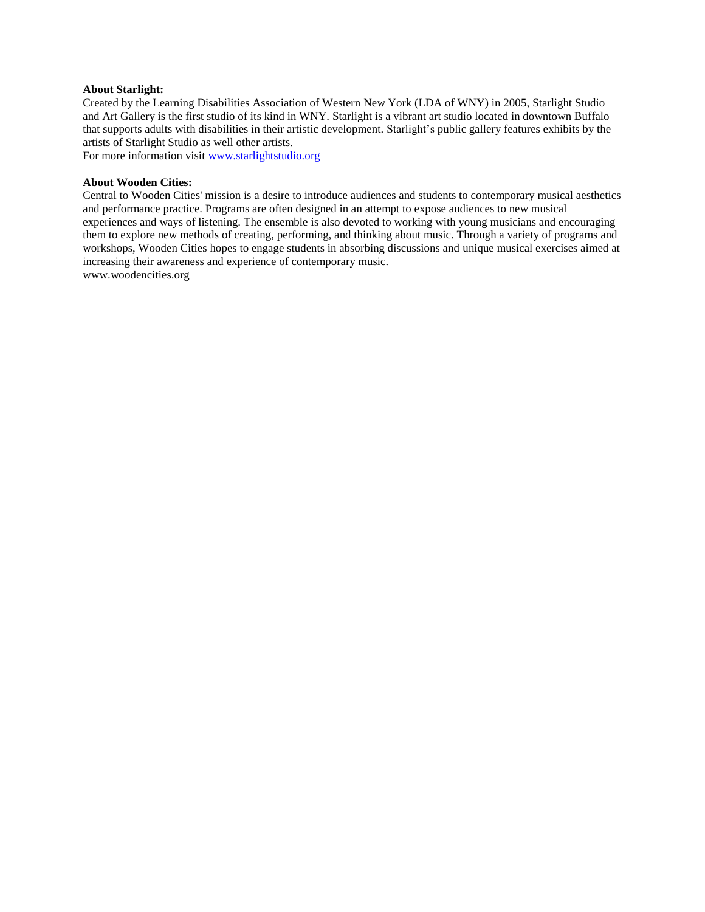**About Starlight:**
Created by the Learning Disabilities Association of Western New York (LDA of WNY) in 2005, Starlight Studio and Art Gallery is the first studio of its kind in WNY. Starlight is a vibrant art studio located in downtown Buffalo that supports adults with disabilities in their artistic development. Starlight's public gallery features exhibits by the artists of Starlight Studio as well other artists.
For more information visit www.starlightstudio.org

**About Wooden Cities:**
Central to Wooden Cities' mission is a desire to introduce audiences and students to contemporary musical aesthetics and performance practice. Programs are often designed in an attempt to expose audiences to new musical experiences and ways of listening. The ensemble is also devoted to working with young musicians and encouraging them to explore new methods of creating, performing, and thinking about music. Through a variety of programs and workshops, Wooden Cities hopes to engage students in absorbing discussions and unique musical exercises aimed at increasing their awareness and experience of contemporary music.
www.woodencities.org